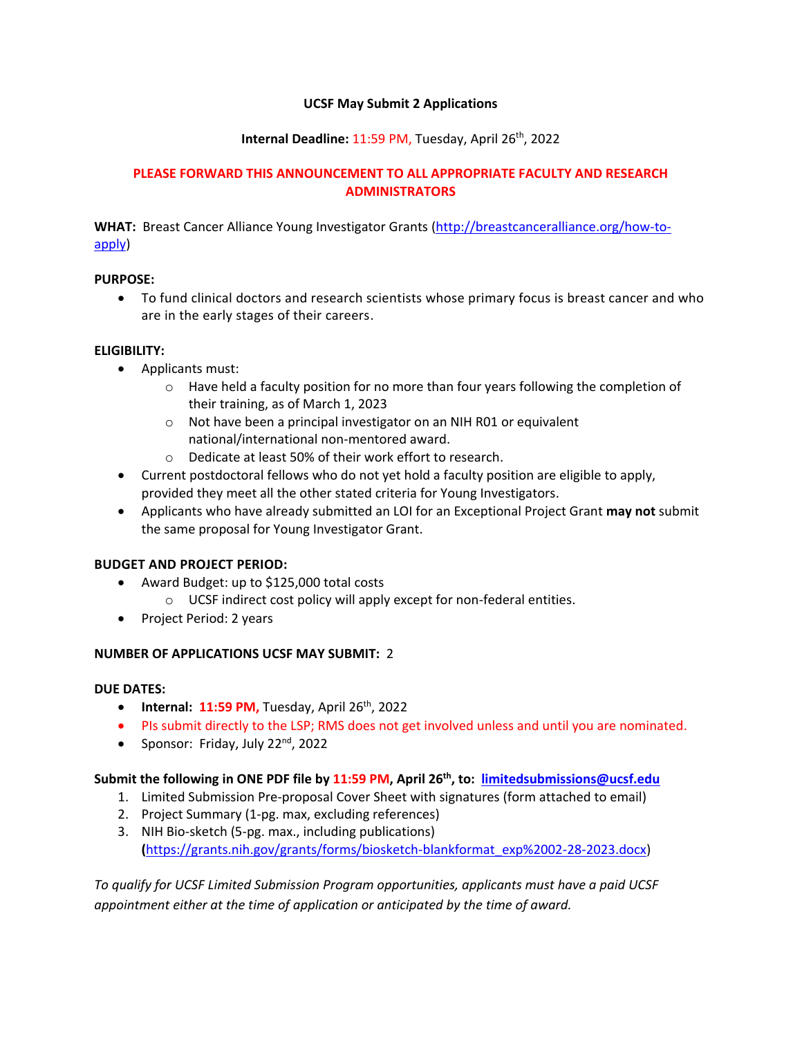**UCSF May Submit 2 Applications**

**Internal Deadline:** 11:59 PM, Tuesday, April 26th, 2022

**PLEASE FORWARD THIS ANNOUNCEMENT TO ALL APPROPRIATE FACULTY AND RESEARCH ADMINISTRATORS**

**WHAT:** Breast Cancer Alliance Young Investigator Grants ([http://breastcanceralliance.org/how-to-apply](http://breastcanceralliance.org/how-to-apply))

**PURPOSE:**

- To fund clinical doctors and research scientists whose primary focus is breast cancer and who are in the early stages of their careers.

**ELIGIBILITY:**

- Applicants must:
  - Have held a faculty position for no more than four years following the completion of their training, as of March 1, 2023
  - Not have been a principal investigator on an NIH R01 or equivalent national/international non-mentored award.
  - Dedicate at least 50% of their work effort to research.
- Current postdoctoral fellows who do not yet hold a faculty position are eligible to apply, provided they meet all the other stated criteria for Young Investigators.
- Applicants who have already submitted an LOI for an Exceptional Project Grant **may not** submit the same proposal for Young Investigator Grant.

**BUDGET AND PROJECT PERIOD:**

- Award Budget: up to $125,000 total costs
  - UCSF indirect cost policy will apply except for non-federal entities.
- Project Period: 2 years

**NUMBER OF APPLICATIONS UCSF MAY SUBMIT:** 2

**DUE DATES:**

- **Internal: 11:59 PM,** Tuesday, April 26th, 2022
- PIs submit directly to the LSP; RMS does not get involved unless and until you are nominated.
- Sponsor: Friday, July 22nd, 2022

**Submit the following in ONE PDF file by 11:59 PM, April 26th, to: [limitedsubmissions@ucsf.edu](mailto:limitedsubmissions@ucsf.edu)**

1. Limited Submission Pre-proposal Cover Sheet with signatures (form attached to email)
2. Project Summary (1-pg. max, excluding references)
3. NIH Bio-sketch (5-pg. max., including publications) ([https://grants.nih.gov/grants/forms/biosketch-blankformat_exp%2002-28-2023.docx](https://grants.nih.gov/grants/forms/biosketch-blankformat_exp%2002-28-2023.docx))

*To qualify for UCSF Limited Submission Program opportunities, applicants must have a paid UCSF appointment either at the time of application or anticipated by the time of award.*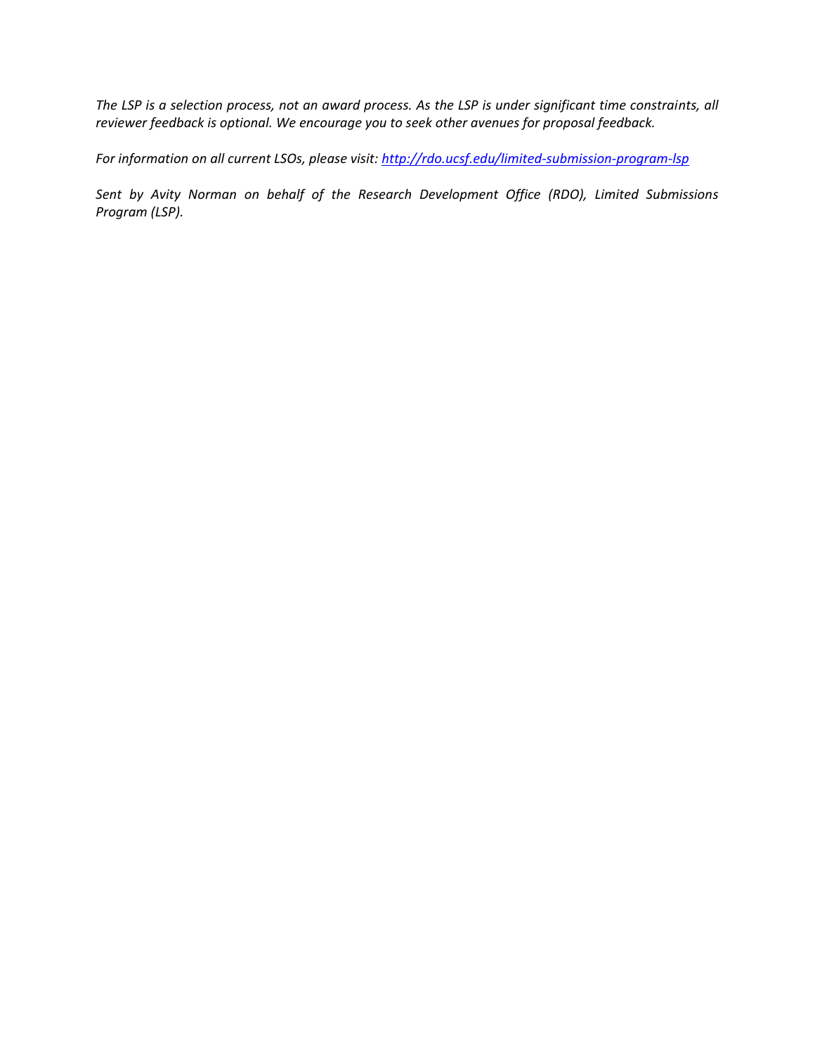*The LSP is a selection process, not an award process. As the LSP is under significant time constraints, all reviewer feedback is optional. We encourage you to seek other avenues for proposal feedback.*

*For information on all current LSOs, please visit: [http://rdo.ucsf.edu/limited-submission-program-lsp](http://rdo.ucsf.edu/limited-submission-program-lsp)*

*Sent by Avity Norman on behalf of the Research Development Office (RDO), Limited Submissions Program (LSP).*